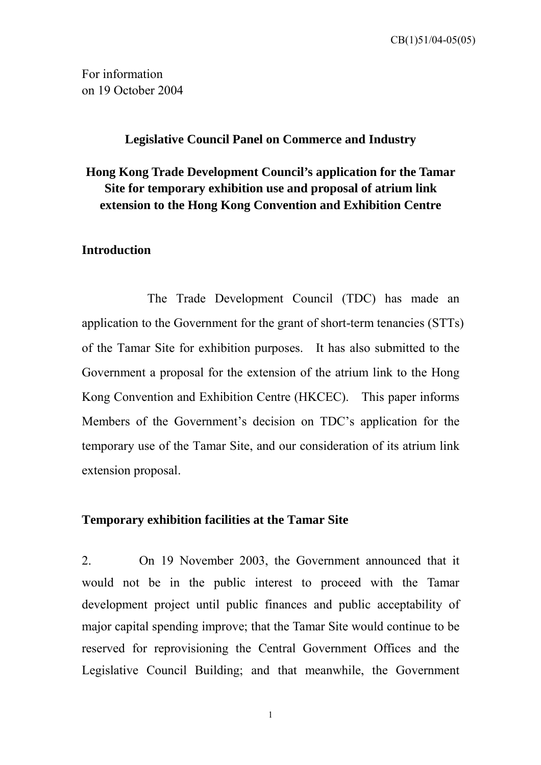CB(1)51/04-05(05)

For information
on 19 October 2004

**Legislative Council Panel on Commerce and Industry**

**Hong Kong Trade Development Council's application for the Tamar Site for temporary exhibition use and proposal of atrium link extension to the Hong Kong Convention and Exhibition Centre**

## Introduction

The Trade Development Council (TDC) has made an application to the Government for the grant of short-term tenancies (STTs) of the Tamar Site for exhibition purposes. It has also submitted to the Government a proposal for the extension of the atrium link to the Hong Kong Convention and Exhibition Centre (HKCEC). This paper informs Members of the Government's decision on TDC's application for the temporary use of the Tamar Site, and our consideration of its atrium link extension proposal.

## Temporary exhibition facilities at the Tamar Site

2. On 19 November 2003, the Government announced that it would not be in the public interest to proceed with the Tamar development project until public finances and public acceptability of major capital spending improve; that the Tamar Site would continue to be reserved for reprovisioning the Central Government Offices and the Legislative Council Building; and that meanwhile, the Government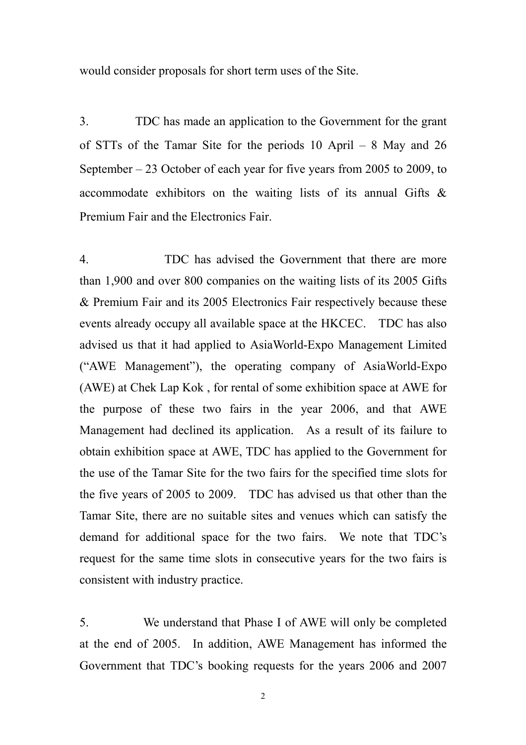would consider proposals for short term uses of the Site.

3. TDC has made an application to the Government for the grant of STTs of the Tamar Site for the periods 10 April – 8 May and 26 September – 23 October of each year for five years from 2005 to 2009, to accommodate exhibitors on the waiting lists of its annual Gifts & Premium Fair and the Electronics Fair.

4. TDC has advised the Government that there are more than 1,900 and over 800 companies on the waiting lists of its 2005 Gifts & Premium Fair and its 2005 Electronics Fair respectively because these events already occupy all available space at the HKCEC. TDC has also advised us that it had applied to AsiaWorld-Expo Management Limited ("AWE Management"), the operating company of AsiaWorld-Expo (AWE) at Chek Lap Kok , for rental of some exhibition space at AWE for the purpose of these two fairs in the year 2006, and that AWE Management had declined its application. As a result of its failure to obtain exhibition space at AWE, TDC has applied to the Government for the use of the Tamar Site for the two fairs for the specified time slots for the five years of 2005 to 2009. TDC has advised us that other than the Tamar Site, there are no suitable sites and venues which can satisfy the demand for additional space for the two fairs. We note that TDC's request for the same time slots in consecutive years for the two fairs is consistent with industry practice.

5. We understand that Phase I of AWE will only be completed at the end of 2005. In addition, AWE Management has informed the Government that TDC's booking requests for the years 2006 and 2007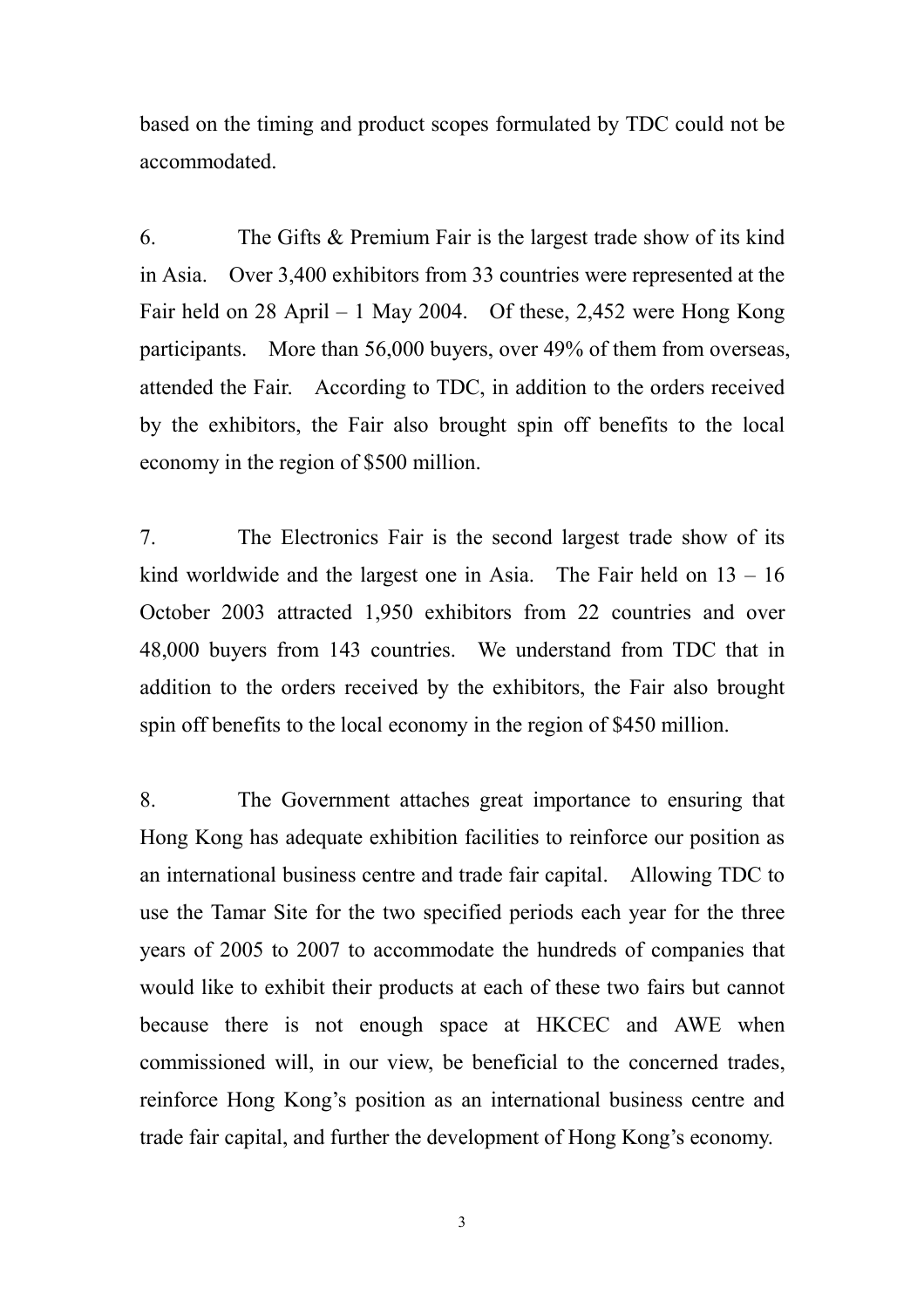based on the timing and product scopes formulated by TDC could not be accommodated.

6. The Gifts & Premium Fair is the largest trade show of its kind in Asia. Over 3,400 exhibitors from 33 countries were represented at the Fair held on 28 April – 1 May 2004. Of these, 2,452 were Hong Kong participants. More than 56,000 buyers, over 49% of them from overseas, attended the Fair. According to TDC, in addition to the orders received by the exhibitors, the Fair also brought spin off benefits to the local economy in the region of $500 million.

7. The Electronics Fair is the second largest trade show of its kind worldwide and the largest one in Asia. The Fair held on 13 – 16 October 2003 attracted 1,950 exhibitors from 22 countries and over 48,000 buyers from 143 countries. We understand from TDC that in addition to the orders received by the exhibitors, the Fair also brought spin off benefits to the local economy in the region of $450 million.

8. The Government attaches great importance to ensuring that Hong Kong has adequate exhibition facilities to reinforce our position as an international business centre and trade fair capital. Allowing TDC to use the Tamar Site for the two specified periods each year for the three years of 2005 to 2007 to accommodate the hundreds of companies that would like to exhibit their products at each of these two fairs but cannot because there is not enough space at HKCEC and AWE when commissioned will, in our view, be beneficial to the concerned trades, reinforce Hong Kong's position as an international business centre and trade fair capital, and further the development of Hong Kong's economy.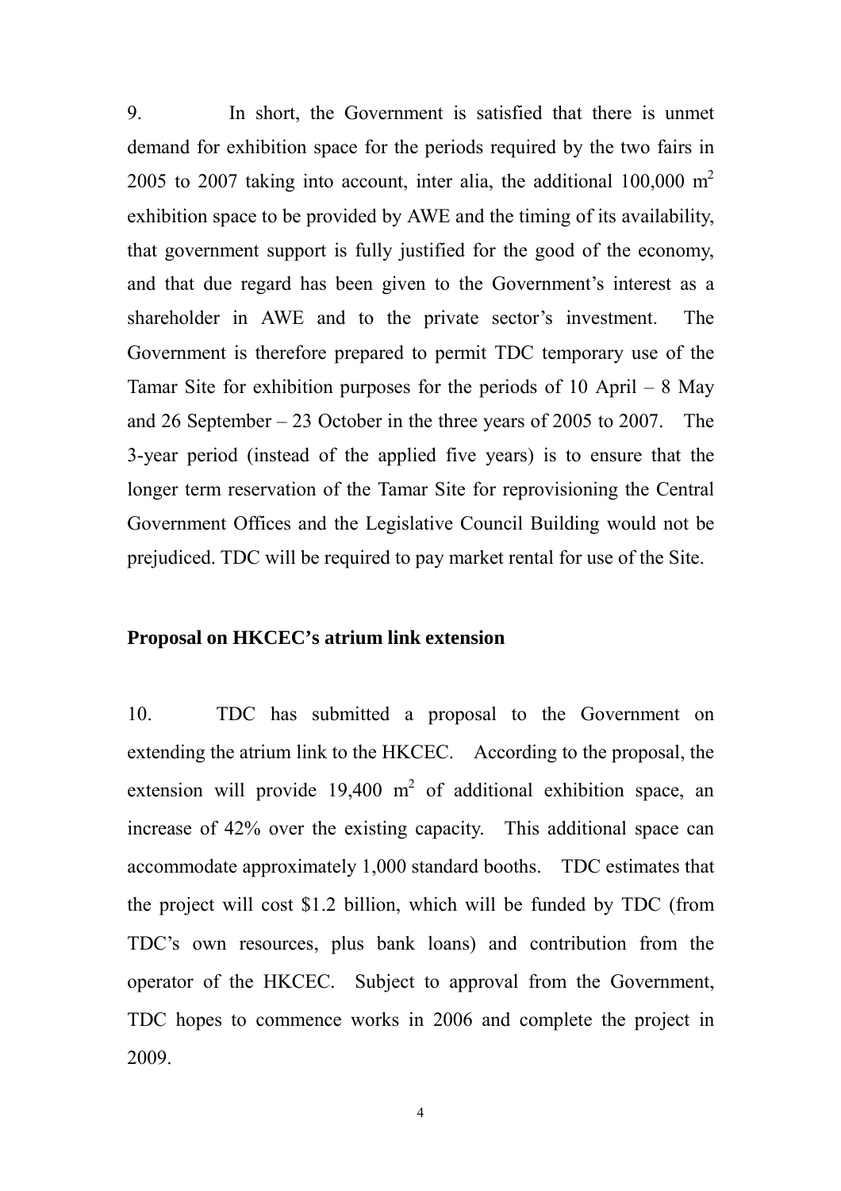9. In short, the Government is satisfied that there is unmet demand for exhibition space for the periods required by the two fairs in 2005 to 2007 taking into account, inter alia, the additional 100,000 $m^2$ exhibition space to be provided by AWE and the timing of its availability, that government support is fully justified for the good of the economy, and that due regard has been given to the Government's interest as a shareholder in AWE and to the private sector's investment. The Government is therefore prepared to permit TDC temporary use of the Tamar Site for exhibition purposes for the periods of 10 April – 8 May and 26 September – 23 October in the three years of 2005 to 2007. The 3-year period (instead of the applied five years) is to ensure that the longer term reservation of the Tamar Site for reprovisioning the Central Government Offices and the Legislative Council Building would not be prejudiced. TDC will be required to pay market rental for use of the Site.

**Proposal on HKCEC's atrium link extension**

10. TDC has submitted a proposal to the Government on extending the atrium link to the HKCEC. According to the proposal, the extension will provide 19,400 $m^2$ of additional exhibition space, an increase of 42% over the existing capacity. This additional space can accommodate approximately 1,000 standard booths. TDC estimates that the project will cost $1.2 billion, which will be funded by TDC (from TDC's own resources, plus bank loans) and contribution from the operator of the HKCEC. Subject to approval from the Government, TDC hopes to commence works in 2006 and complete the project in 2009.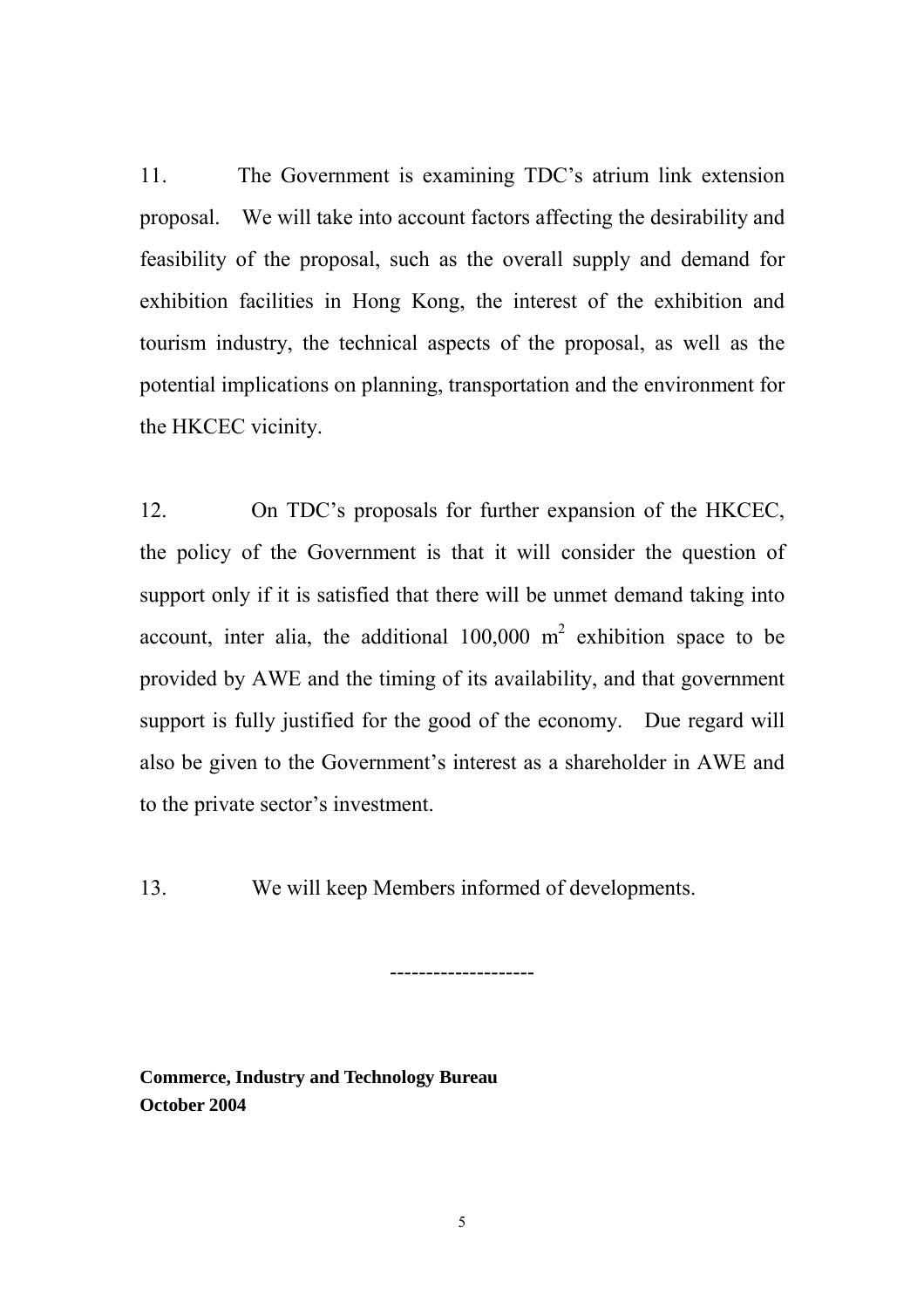11. The Government is examining TDC's atrium link extension proposal. We will take into account factors affecting the desirability and feasibility of the proposal, such as the overall supply and demand for exhibition facilities in Hong Kong, the interest of the exhibition and tourism industry, the technical aspects of the proposal, as well as the potential implications on planning, transportation and the environment for the HKCEC vicinity.

12. On TDC's proposals for further expansion of the HKCEC, the policy of the Government is that it will consider the question of support only if it is satisfied that there will be unmet demand taking into account, inter alia, the additional 100,000 $m^2$ exhibition space to be provided by AWE and the timing of its availability, and that government support is fully justified for the good of the economy. Due regard will also be given to the Government's interest as a shareholder in AWE and to the private sector's investment.

13. We will keep Members informed of developments.

--------------------

**Commerce, Industry and Technology Bureau**
**October 2004**